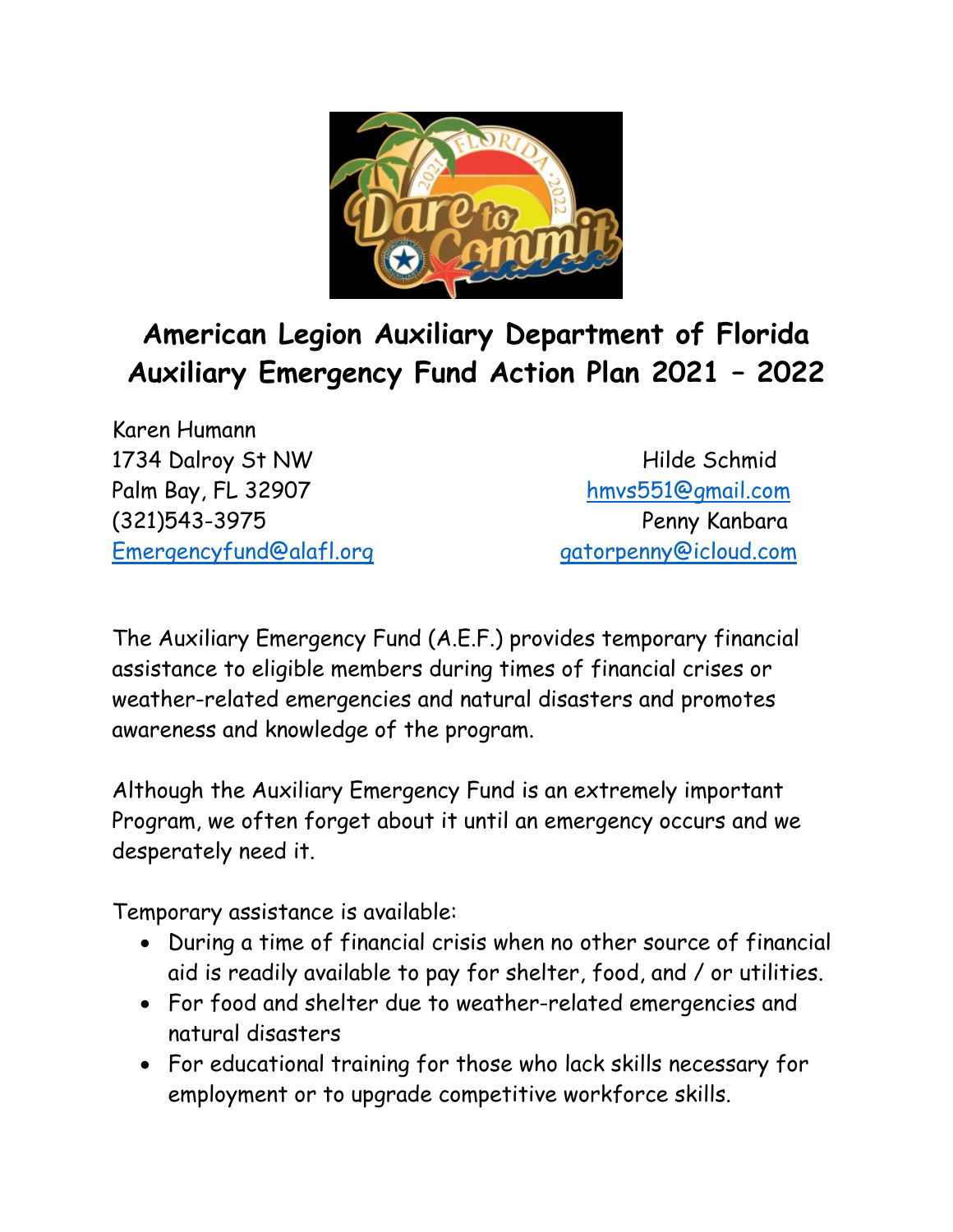# American Legion Auxiliary Department of Florida
# Auxiliary Emergency Fund Action Plan 2021 – 2022

Karen Humann
1734 Dalroy St NW
Palm Bay, FL 32907
(321)543-3975
Emergencyfund@alafl.org

Hilde Schmid
hmvs551@gmail.com
Penny Kanbara
gatorpenny@icloud.com

The Auxiliary Emergency Fund (A.E.F.) provides temporary financial assistance to eligible members during times of financial crises or weather-related emergencies and natural disasters and promotes awareness and knowledge of the program.

Although the Auxiliary Emergency Fund is an extremely important Program, we often forget about it until an emergency occurs and we desperately need it.

Temporary assistance is available:

- During a time of financial crisis when no other source of financial aid is readily available to pay for shelter, food, and / or utilities.
- For food and shelter due to weather-related emergencies and natural disasters
- For educational training for those who lack skills necessary for employment or to upgrade competitive workforce skills.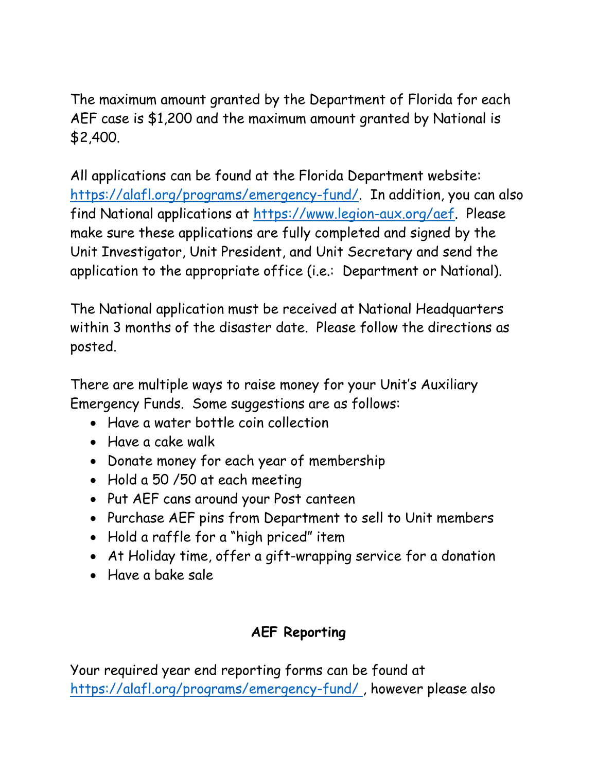The maximum amount granted by the Department of Florida for each AEF case is $1,200 and the maximum amount granted by National is $2,400.

All applications can be found at the Florida Department website: [https://alafl.org/programs/emergency-fund/](https://alafl.org/programs/emergency-fund/). In addition, you can also find National applications at [https://www.legion-aux.org/aef](https://www.legion-aux.org/aef). Please make sure these applications are fully completed and signed by the Unit Investigator, Unit President, and Unit Secretary and send the application to the appropriate office (i.e.: Department or National).

The National application must be received at National Headquarters within 3 months of the disaster date. Please follow the directions as posted.

There are multiple ways to raise money for your Unit's Auxiliary Emergency Funds. Some suggestions are as follows:

- Have a water bottle coin collection
- Have a cake walk
- Donate money for each year of membership
- Hold a 50 /50 at each meeting
- Put AEF cans around your Post canteen
- Purchase AEF pins from Department to sell to Unit members
- Hold a raffle for a "high priced" item
- At Holiday time, offer a gift-wrapping service for a donation
- Have a bake sale

## AEF Reporting

Your required year end reporting forms can be found at [https://alafl.org/programs/emergency-fund/](https://alafl.org/programs/emergency-fund/) , however please also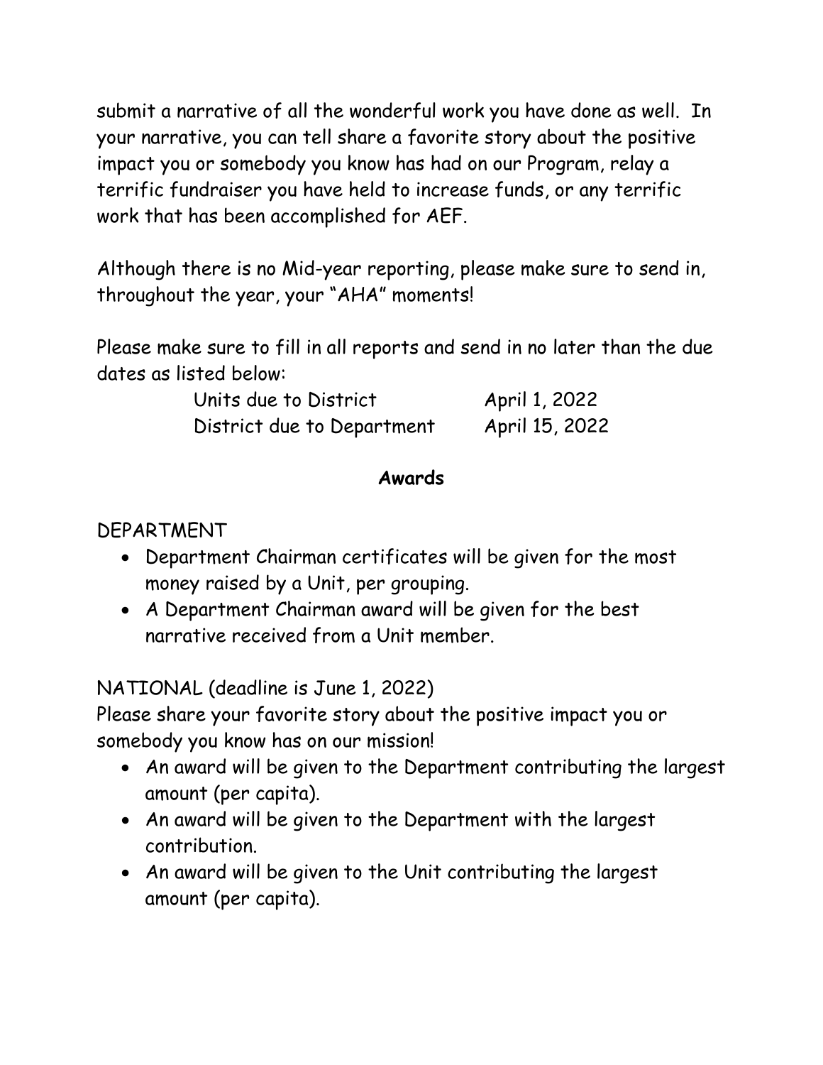submit a narrative of all the wonderful work you have done as well. In your narrative, you can tell share a favorite story about the positive impact you or somebody you know has had on our Program, relay a terrific fundraiser you have held to increase funds, or any terrific work that has been accomplished for AEF.

Although there is no Mid-year reporting, please make sure to send in, throughout the year, your "AHA" moments!

Please make sure to fill in all reports and send in no later than the due dates as listed below:

| | |
|---|---|
| Units due to District | April 1, 2022 |
| District due to Department | April 15, 2022 |

## Awards

DEPARTMENT

- Department Chairman certificates will be given for the most money raised by a Unit, per grouping.
- A Department Chairman award will be given for the best narrative received from a Unit member.

NATIONAL (deadline is June 1, 2022)

Please share your favorite story about the positive impact you or somebody you know has on our mission!

- An award will be given to the Department contributing the largest amount (per capita).
- An award will be given to the Department with the largest contribution.
- An award will be given to the Unit contributing the largest amount (per capita).